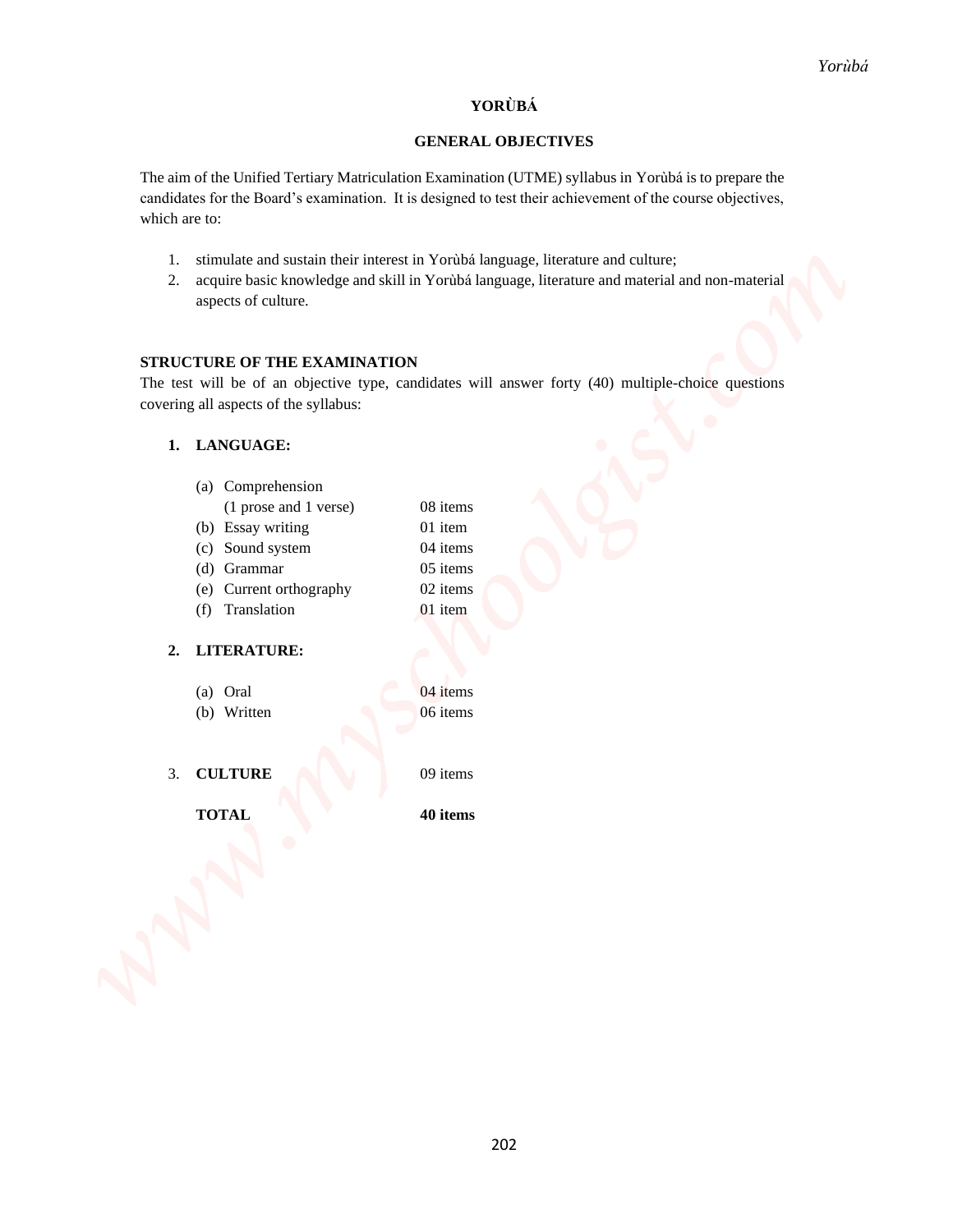# YORÙBÁ

## GENERAL OBJECTIVES

The aim of the Unified Tertiary Matriculation Examination (UTME) syllabus in Yorùbá is to prepare the candidates for the Board's examination. It is designed to test their achievement of the course objectives, which are to:

1. stimulate and sustain their interest in Yorùbá language, literature and culture;
2. acquire basic knowledge and skill in Yorùbá language, literature and material and non-material aspects of culture.

### STRUCTURE OF THE EXAMINATION

The test will be of an objective type, candidates will answer forty (40) multiple-choice questions covering all aspects of the syllabus:

**1. LANGUAGE:**

| | |
|---|---|
| (a) Comprehension (1 prose and 1 verse) | 08 items |
| (b) Essay writing | 01 item |
| (c) Sound system | 04 items |
| (d) Grammar | 05 items |
| (e) Current orthography | 02 items |
| (f) Translation | 01 item |

**2. LITERATURE:**

| | |
|---|---|
| (a) Oral | 04 items |
| (b) Written | 06 items |

| | |
|---|---|
| 3. **CULTURE** | 09 items |
| **TOTAL** | **40 items** |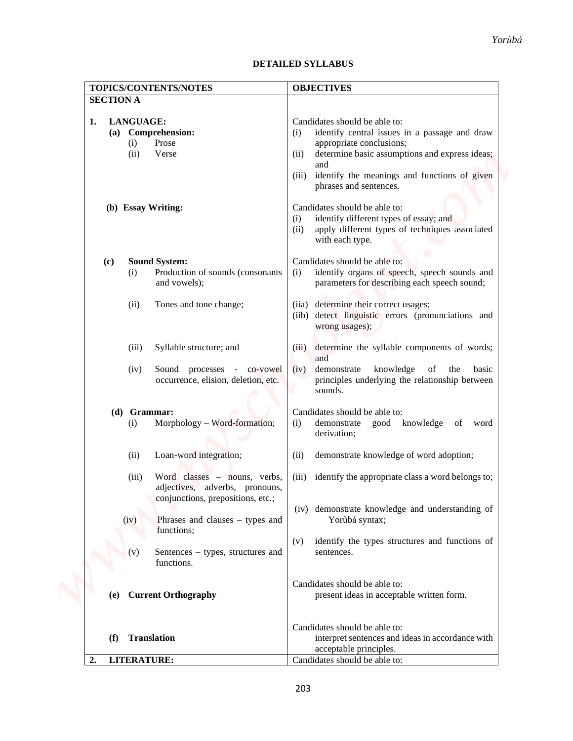## DETAILED SYLLABUS

| TOPICS/CONTENTS/NOTES | OBJECTIVES |
|---|---|
| **SECTION A** | |
| **1. LANGUAGE:**<br>**(a) Comprehension:**<br>(i) Prose<br>(ii) Verse | Candidates should be able to:<br>(i) identify central issues in a passage and draw appropriate conclusions;<br>(ii) determine basic assumptions and express ideas; and<br>(iii) identify the meanings and functions of given phrases and sentences. |
| **(b) Essay Writing:** | Candidates should be able to:<br>(i) identify different types of essay; and<br>(ii) apply different types of techniques associated with each type. |
| **(c) Sound System:**<br>(i) Production of sounds (consonants and vowels); | Candidates should be able to:<br>(i) identify organs of speech, speech sounds and parameters for describing each speech sound; |
| (ii) Tones and tone change; | (iia) determine their correct usages;<br>(iib) detect linguistic errors (pronunciations and wrong usages); |
| (iii) Syllable structure; and | (iii) determine the syllable components of words; and |
| (iv) Sound processes - co-vowel occurrence, elision, deletion, etc. | (iv) demonstrate knowledge of the basic principles underlying the relationship between sounds. |
| **(d) Grammar:**<br>(i) Morphology – Word-formation; | Candidates should be able to:<br>(i) demonstrate good knowledge of word derivation; |
| (ii) Loan-word integration; | (ii) demonstrate knowledge of word adoption; |
| (iii) Word classes – nouns, verbs, adjectives, adverbs, pronouns, conjunctions, prepositions, etc.; | (iii) identify the appropriate class a word belongs to; |
| (iv) Phrases and clauses – types and functions; | (iv) demonstrate knowledge and understanding of Yorùbá syntax; |
| (v) Sentences – types, structures and functions. | (v) identify the types structures and functions of sentences. |
| **(e) Current Orthography** | Candidates should be able to:<br>present ideas in acceptable written form. |
| **(f) Translation** | Candidates should be able to:<br>interpret sentences and ideas in accordance with acceptable principles. |
| **2. LITERATURE:** | Candidates should be able to: |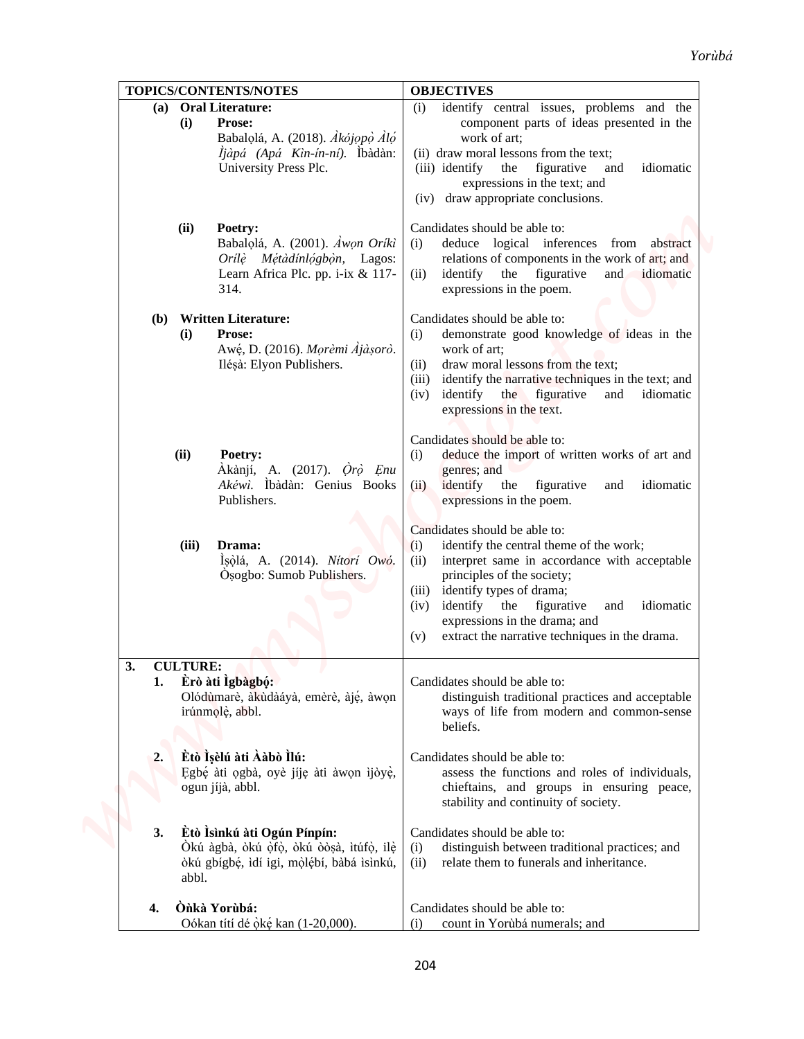| TOPICS/CONTENTS/NOTES | OBJECTIVES |
|---|---|
| **(a) Oral Literature:**<br>**(i) Prose:**<br>Babalọlá, A. (2018). *Àkójọpọ̀ Àlọ́ Ìjàpá (Apá Kìn-ín-ní).* Ìbàdàn: University Press Plc. | (i) identify central issues, problems and the component parts of ideas presented in the work of art;<br>(ii) draw moral lessons from the text;<br>(iii) identify the figurative and idiomatic expressions in the text; and<br>(iv) draw appropriate conclusions. |
| **(ii) Poetry:**<br>Babalọlá, A. (2001). *Àwọn Oríkì Orílẹ̀ Mẹ́tàdínlọ́gbọ̀n,* Lagos: Learn Africa Plc. pp. i-ix & 117-314. | Candidates should be able to:<br>(i) deduce logical inferences from abstract relations of components in the work of art; and<br>(ii) identify the figurative and idiomatic expressions in the poem. |
| **(b) Written Literature:**<br>**(i) Prose:**<br>Awẹ́, D. (2016). *Mọrèmi Àjàṣorò*. Iléṣà: Elyon Publishers. | Candidates should be able to:<br>(i) demonstrate good knowledge of ideas in the work of art;<br>(ii) draw moral lessons from the text;<br>(iii) identify the narrative techniques in the text; and<br>(iv) identify the figurative and idiomatic expressions in the text. |
| **(ii) Poetry:**<br>Àkànjí, A. (2017). *Ọ̀rọ̀ Ẹnu Akéwì.* Ìbàdàn: Genius Books Publishers. | Candidates should be able to:<br>(i) deduce the import of written works of art and genres; and<br>(ii) identify the figurative and idiomatic expressions in the poem. |
| **(iii) Drama:**<br>Ìṣọ̀lá, A. (2014). *Nítorí Owó.* Ọ̀ṣogbo: Sumob Publishers. | Candidates should be able to:<br>(i) identify the central theme of the work;<br>(ii) interpret same in accordance with acceptable principles of the society;<br>(iii) identify types of drama;<br>(iv) identify the figurative and idiomatic expressions in the drama; and<br>(v) extract the narrative techniques in the drama. |
| **3. CULTURE:**<br>**1. Èrò àti Ìgbàgbọ́:**<br>Olódùmarè, àkùdàáyà, emèrè, àjẹ́, àwọn irúnmọlẹ̀, abbl. | Candidates should be able to:<br>distinguish traditional practices and acceptable ways of life from modern and common-sense beliefs. |
| **2. Ètò Ìṣèlú àti Ààbò Ìlú:**<br>Ẹgbẹ́ àti ọgbà, oyè jíjẹ àti àwọn ìjòyè, ogun jíjà, abbl. | Candidates should be able to:<br>assess the functions and roles of individuals, chieftains, and groups in ensuring peace, stability and continuity of society. |
| **3. Ètò Ìsìnkú àti Ogún Pínpín:**<br>Òkú àgbà, òkú ọ̀fọ̀, òkú òòṣà, ìtúfọ̀, ilẹ̀ òkú gbígbẹ́, ìdí igi, mọ̀lẹ́bí, bàbá ìsìnkú, abbl. | Candidates should be able to:<br>(i) distinguish between traditional practices; and<br>(ii) relate them to funerals and inheritance. |
| **4. Òǹkà Yorùbá:**<br>Oókan títí dé ọ̀kẹ́ kan (1-20,000). | Candidates should be able to:<br>(i) count in Yorùbá numerals; and |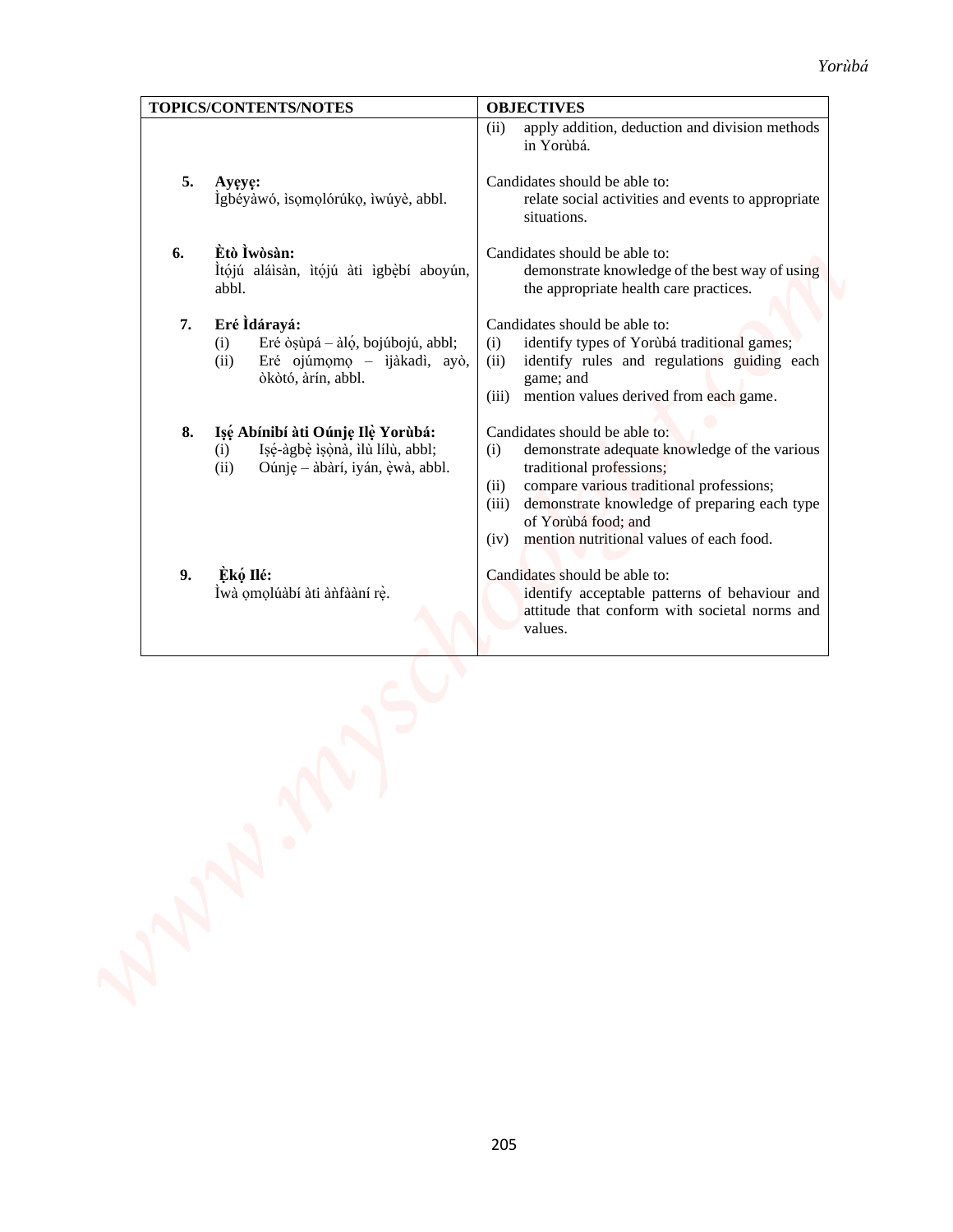| TOPICS/CONTENTS/NOTES | OBJECTIVES |
|---|---|
| | (ii) apply addition, deduction and division methods in Yorùbá. |
| **5. Ayẹyẹ:** Ìgbéyàwó, ìsọmọlórúkọ, ìwúyè, abbl. | Candidates should be able to: relate social activities and events to appropriate situations. |
| **6. Ètò Ìwòsàn:** Ìtọ́jú aláìsàn, ìtọ́jú àti ìgbẹ̀bí aboyún, abbl. | Candidates should be able to: demonstrate knowledge of the best way of using the appropriate health care practices. |
| **7. Eré Ìdárayá:** (i) Eré ọ̀ṣùpá – àlọ́, bojúbojú, abbl; (ii) Eré ojúmọmọ – ìjàkadì, ayò, ọ̀kọ̀tó, àrín, abbl. | Candidates should be able to: (i) identify types of Yorùbá traditional games; (ii) identify rules and regulations guiding each game; and (iii) mention values derived from each game. |
| **8. Iṣẹ́ Abínibí àti Oúnjẹ Ilẹ̀ Yorùbá:** (i) Iṣẹ́-àgbẹ̀ iṣọ̀nà, ìlù lílù, abbl; (ii) Oúnjẹ – àbàrí, iyán, ẹ̀wà, abbl. | Candidates should be able to: (i) demonstrate adequate knowledge of the various traditional professions; (ii) compare various traditional professions; (iii) demonstrate knowledge of preparing each type of Yorùbá food; and (iv) mention nutritional values of each food. |
| **9. Ẹ̀kọ́ Ilé:** Ìwà ọmọlúàbí àti àǹfààní rẹ̀. | Candidates should be able to: identify acceptable patterns of behaviour and attitude that conform with societal norms and values. |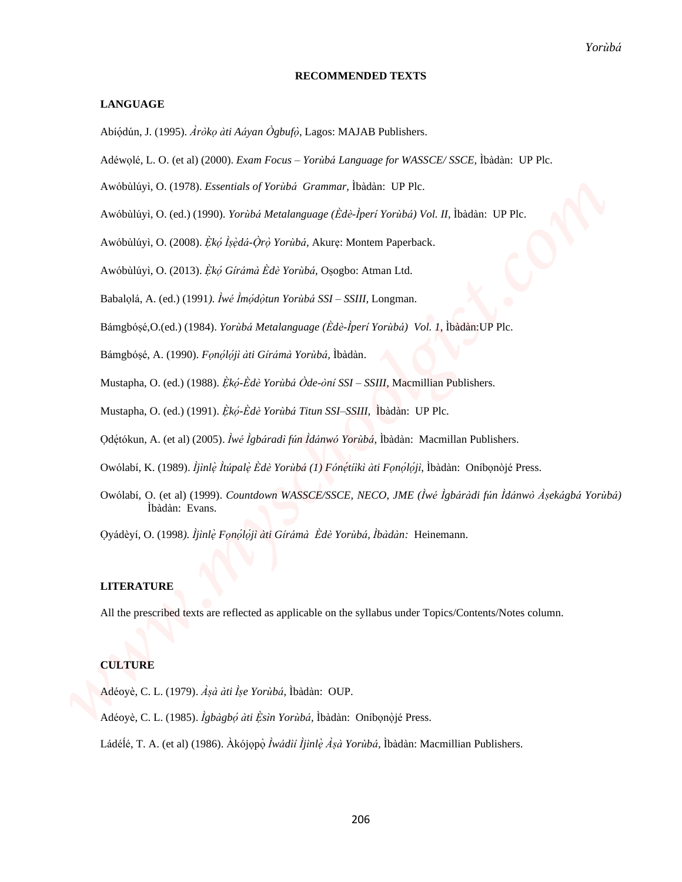## RECOMMENDED TEXTS

### LANGUAGE

Abíọ́dún, J. (1995). *Àròkọ àti Aáyan Ògbufọ̀*, Lagos: MAJAB Publishers.

Adéwọlé, L. O. (et al) (2000). *Exam Focus – Yorùbá Language for WASSCE/ SSCE*, Ìbàdàn: UP Plc.

Awóbùlúyì, O. (1978). *Essentials of Yorùbá Grammar*, Ìbàdàn: UP Plc.

Awóbùlúyì, O. (ed.) (1990). *Yorùbá Metalanguage (Èdè-Ìperí Yorùbá) Vol. II*, Ìbàdàn: UP Plc.

Awóbùlúyì, O. (2008). *Ẹ̀kọ́ Ìṣẹ̀dá-Ọ̀rọ̀ Yorùbá*, Akurẹ: Montem Paperback.

Awóbùlúyì, O. (2013). *Ẹ̀kọ́ Gírámà Èdè Yorùbá*, Oṣogbo: Atman Ltd.

Babalọlá, A. (ed.) (1991*). Ìwé Ìmọ́dọ̀tun Yorùbá SSI – SSIII*, Longman.

Bámgbóṣé,O.(ed.) (1984). *Yorùbá Metalanguage (Èdè-Ìperí Yorùbá) Vol. 1*, Ìbàdàn:UP Plc.

Bámgbóṣé, A. (1990). *Fọnọ́lọ́jì àti Gírámà Yorùbá*, Ìbàdàn.

Mustapha, O. (ed.) (1988). *Ẹ̀kọ́-Èdè Yorùbá Òde-òní SSI – SSIII*, Macmillian Publishers.

Mustapha, O. (ed.) (1991). *Ẹ̀kọ́-Èdè Yorùbá Titun SSI–SSIII*, Ìbàdàn: UP Plc.

Ọdẹ́tókun, A. (et al) (2005). *Ìwé Ìgbáradì fún Ìdánwó Yorùbá*, Ìbàdàn: Macmillan Publishers.

Owólabí, K. (1989). *Ìjìnlẹ̀ Ìtúpalẹ̀ Èdè Yorùbá (1) Fónẹ́tíìkì àti Fọnọ́lọ́jì*, Ìbàdàn: Oníbọnọ̀jé Press.

Owólabí, O. (et al) (1999). *Countdown WASSCE/SSCE, NECO, JME (Ìwé Ìgbáràdi fún Ìdánwò Àṣekágbá Yorùbá)* Ìbàdàn: Evans.

Ọyádèyí, O. (1998*). Ìjìnlẹ̀ Fọnọ́lọ́jì àti Gírámà Èdè Yorùbá, Ìbàdàn:* Heinemann.

### LITERATURE

All the prescribed texts are reflected as applicable on the syllabus under Topics/Contents/Notes column.

### CULTURE

Adéoyè, C. L. (1979). *Àṣà àti Ìṣe Yorùbá*, Ìbàdàn: OUP.

Adéoyè, C. L. (1985). *Ìgbàgbọ́ àti Ẹ̀sìn Yorùbá*, Ìbàdàn: Oníbọnọ̀jé Press.

Ládélé, T. A. (et al) (1986). Àkójọpọ̀ *Ìwádìí Ìjìnlẹ̀ Àṣà Yorùbá*, Ìbàdàn: Macmillian Publishers.